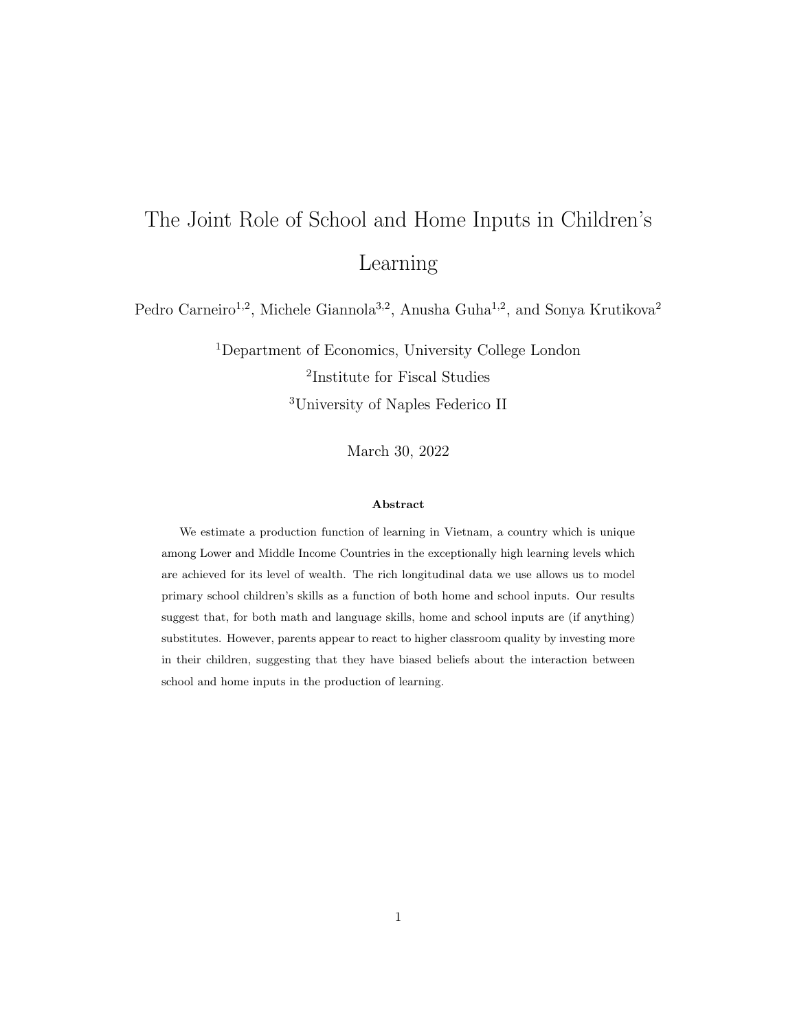# The Joint Role of School and Home Inputs in Children's Learning

Pedro Carneiro[1,2], Michele Giannola[3,2], Anusha Guha[1,2], and Sonya Krutikova[2]

[1]Department of Economics, University College London

[2]Institute for Fiscal Studies

[3]University of Naples Federico II

March 30, 2022

### Abstract

We estimate a production function of learning in Vietnam, a country which is unique among Lower and Middle Income Countries in the exceptionally high learning levels which are achieved for its level of wealth. The rich longitudinal data we use allows us to model primary school children's skills as a function of both home and school inputs. Our results suggest that, for both math and language skills, home and school inputs are (if anything) substitutes. However, parents appear to react to higher classroom quality by investing more in their children, suggesting that they have biased beliefs about the interaction between school and home inputs in the production of learning.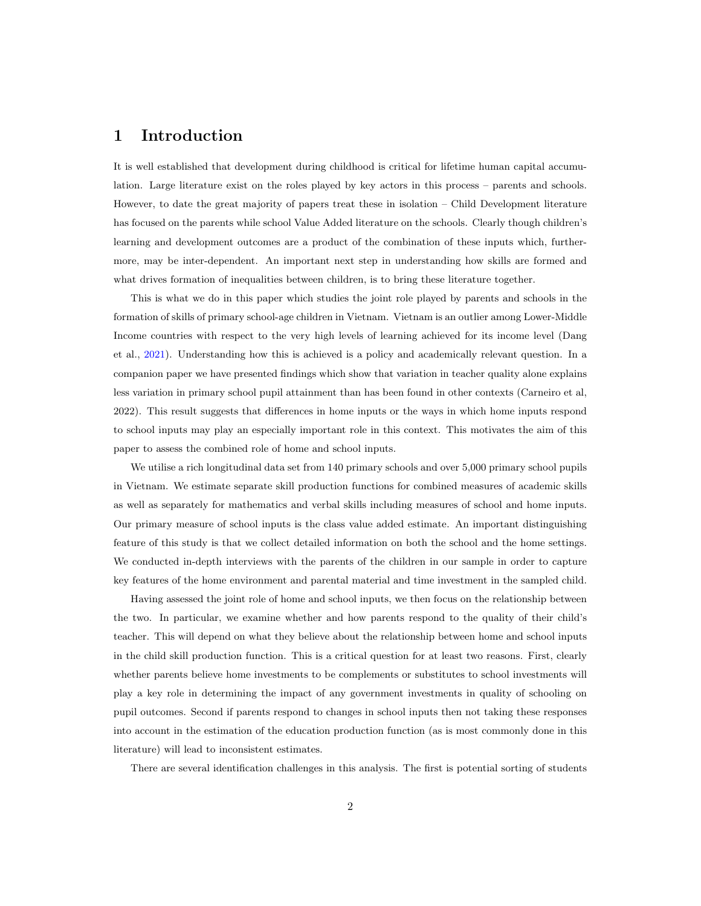# 1 Introduction

It is well established that development during childhood is critical for lifetime human capital accumulation. Large literature exist on the roles played by key actors in this process – parents and schools. However, to date the great majority of papers treat these in isolation – Child Development literature has focused on the parents while school Value Added literature on the schools. Clearly though children's learning and development outcomes are a product of the combination of these inputs which, furthermore, may be inter-dependent. An important next step in understanding how skills are formed and what drives formation of inequalities between children, is to bring these literature together.

This is what we do in this paper which studies the joint role played by parents and schools in the formation of skills of primary school-age children in Vietnam. Vietnam is an outlier among Lower-Middle Income countries with respect to the very high levels of learning achieved for its income level (Dang et al., 2021). Understanding how this is achieved is a policy and academically relevant question. In a companion paper we have presented findings which show that variation in teacher quality alone explains less variation in primary school pupil attainment than has been found in other contexts (Carneiro et al, 2022). This result suggests that differences in home inputs or the ways in which home inputs respond to school inputs may play an especially important role in this context. This motivates the aim of this paper to assess the combined role of home and school inputs.

We utilise a rich longitudinal data set from 140 primary schools and over 5,000 primary school pupils in Vietnam. We estimate separate skill production functions for combined measures of academic skills as well as separately for mathematics and verbal skills including measures of school and home inputs. Our primary measure of school inputs is the class value added estimate. An important distinguishing feature of this study is that we collect detailed information on both the school and the home settings. We conducted in-depth interviews with the parents of the children in our sample in order to capture key features of the home environment and parental material and time investment in the sampled child.

Having assessed the joint role of home and school inputs, we then focus on the relationship between the two. In particular, we examine whether and how parents respond to the quality of their child's teacher. This will depend on what they believe about the relationship between home and school inputs in the child skill production function. This is a critical question for at least two reasons. First, clearly whether parents believe home investments to be complements or substitutes to school investments will play a key role in determining the impact of any government investments in quality of schooling on pupil outcomes. Second if parents respond to changes in school inputs then not taking these responses into account in the estimation of the education production function (as is most commonly done in this literature) will lead to inconsistent estimates.

There are several identification challenges in this analysis. The first is potential sorting of students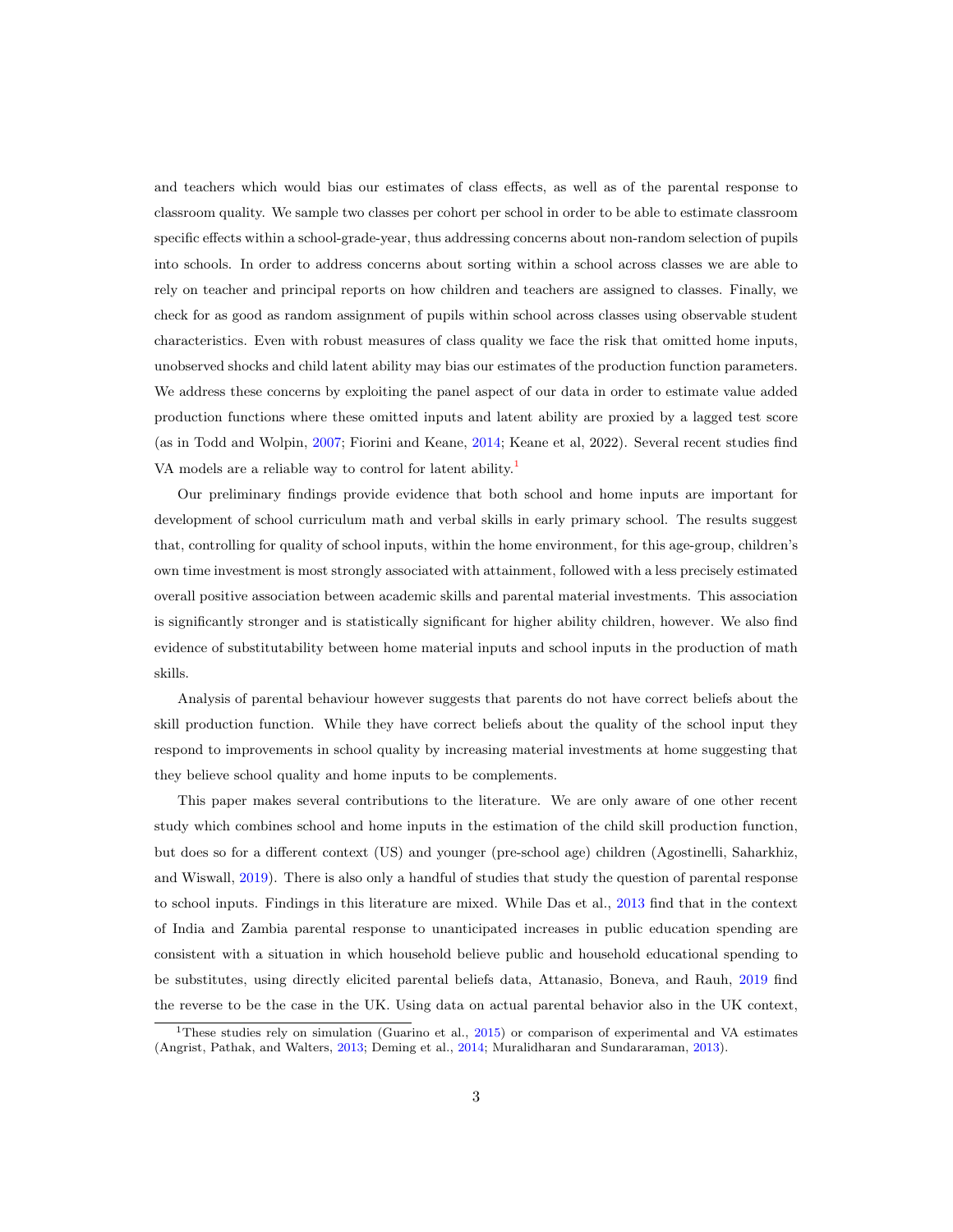and teachers which would bias our estimates of class effects, as well as of the parental response to classroom quality. We sample two classes per cohort per school in order to be able to estimate classroom specific effects within a school-grade-year, thus addressing concerns about non-random selection of pupils into schools. In order to address concerns about sorting within a school across classes we are able to rely on teacher and principal reports on how children and teachers are assigned to classes. Finally, we check for as good as random assignment of pupils within school across classes using observable student characteristics. Even with robust measures of class quality we face the risk that omitted home inputs, unobserved shocks and child latent ability may bias our estimates of the production function parameters. We address these concerns by exploiting the panel aspect of our data in order to estimate value added production functions where these omitted inputs and latent ability are proxied by a lagged test score (as in Todd and Wolpin, 2007; Fiorini and Keane, 2014; Keane et al, 2022). Several recent studies find VA models are a reliable way to control for latent ability.[1]

Our preliminary findings provide evidence that both school and home inputs are important for development of school curriculum math and verbal skills in early primary school. The results suggest that, controlling for quality of school inputs, within the home environment, for this age-group, children's own time investment is most strongly associated with attainment, followed with a less precisely estimated overall positive association between academic skills and parental material investments. This association is significantly stronger and is statistically significant for higher ability children, however. We also find evidence of substitutability between home material inputs and school inputs in the production of math skills.

Analysis of parental behaviour however suggests that parents do not have correct beliefs about the skill production function. While they have correct beliefs about the quality of the school input they respond to improvements in school quality by increasing material investments at home suggesting that they believe school quality and home inputs to be complements.

This paper makes several contributions to the literature. We are only aware of one other recent study which combines school and home inputs in the estimation of the child skill production function, but does so for a different context (US) and younger (pre-school age) children (Agostinelli, Saharkhiz, and Wiswall, 2019). There is also only a handful of studies that study the question of parental response to school inputs. Findings in this literature are mixed. While Das et al., 2013 find that in the context of India and Zambia parental response to unanticipated increases in public education spending are consistent with a situation in which household believe public and household educational spending to be substitutes, using directly elicited parental beliefs data, Attanasio, Boneva, and Rauh, 2019 find the reverse to be the case in the UK. Using data on actual parental behavior also in the UK context,

[1] These studies rely on simulation (Guarino et al., 2015) or comparison of experimental and VA estimates (Angrist, Pathak, and Walters, 2013; Deming et al., 2014; Muralidharan and Sundararaman, 2013).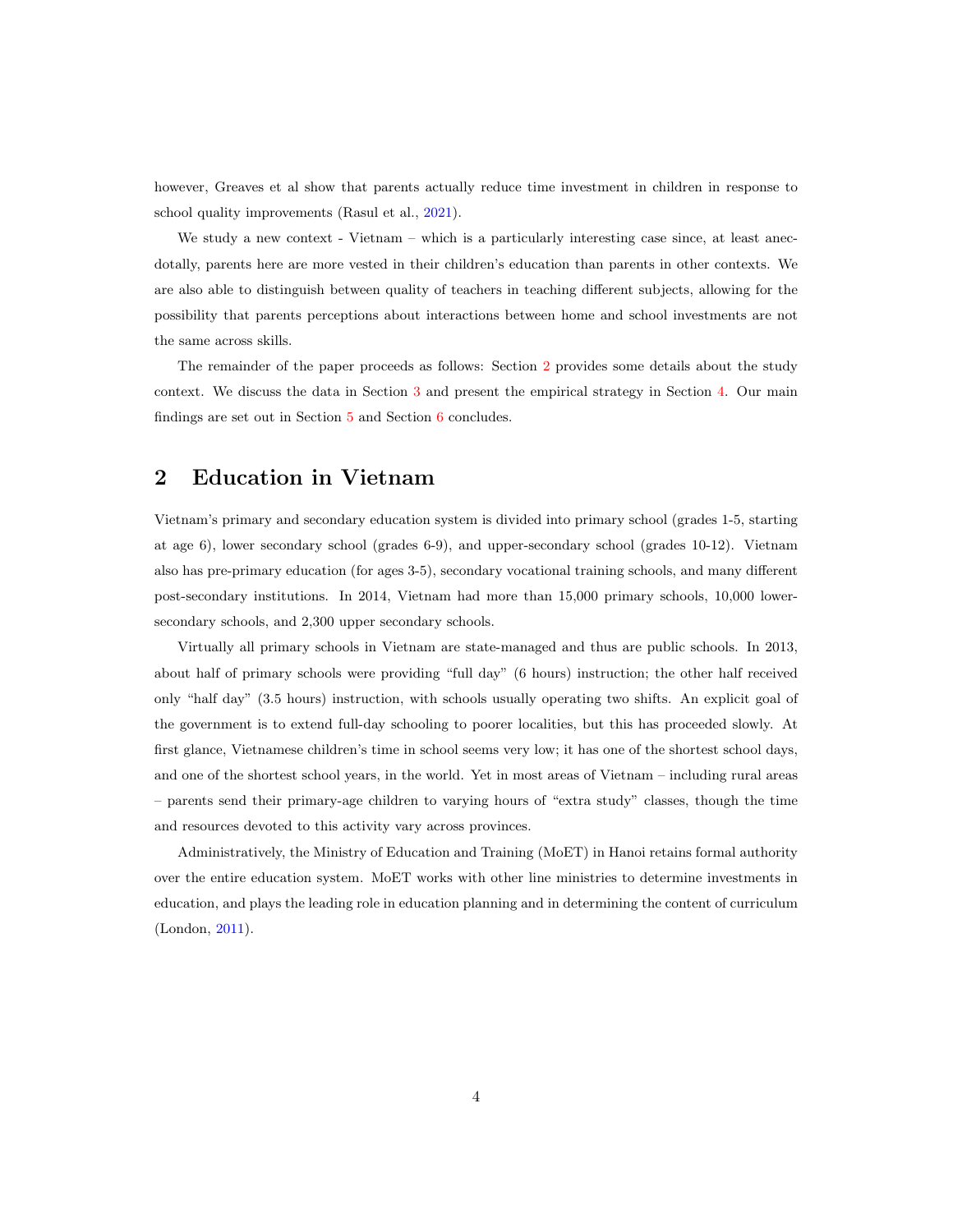however, Greaves et al show that parents actually reduce time investment in children in response to school quality improvements (Rasul et al., 2021).

We study a new context - Vietnam – which is a particularly interesting case since, at least anecdotally, parents here are more vested in their children's education than parents in other contexts. We are also able to distinguish between quality of teachers in teaching different subjects, allowing for the possibility that parents perceptions about interactions between home and school investments are not the same across skills.

The remainder of the paper proceeds as follows: Section 2 provides some details about the study context. We discuss the data in Section 3 and present the empirical strategy in Section 4. Our main findings are set out in Section 5 and Section 6 concludes.

## 2 Education in Vietnam

Vietnam's primary and secondary education system is divided into primary school (grades 1-5, starting at age 6), lower secondary school (grades 6-9), and upper-secondary school (grades 10-12). Vietnam also has pre-primary education (for ages 3-5), secondary vocational training schools, and many different post-secondary institutions. In 2014, Vietnam had more than 15,000 primary schools, 10,000 lower-secondary schools, and 2,300 upper secondary schools.

Virtually all primary schools in Vietnam are state-managed and thus are public schools. In 2013, about half of primary schools were providing "full day" (6 hours) instruction; the other half received only "half day" (3.5 hours) instruction, with schools usually operating two shifts. An explicit goal of the government is to extend full-day schooling to poorer localities, but this has proceeded slowly. At first glance, Vietnamese children's time in school seems very low; it has one of the shortest school days, and one of the shortest school years, in the world. Yet in most areas of Vietnam – including rural areas – parents send their primary-age children to varying hours of "extra study" classes, though the time and resources devoted to this activity vary across provinces.

Administratively, the Ministry of Education and Training (MoET) in Hanoi retains formal authority over the entire education system. MoET works with other line ministries to determine investments in education, and plays the leading role in education planning and in determining the content of curriculum (London, 2011).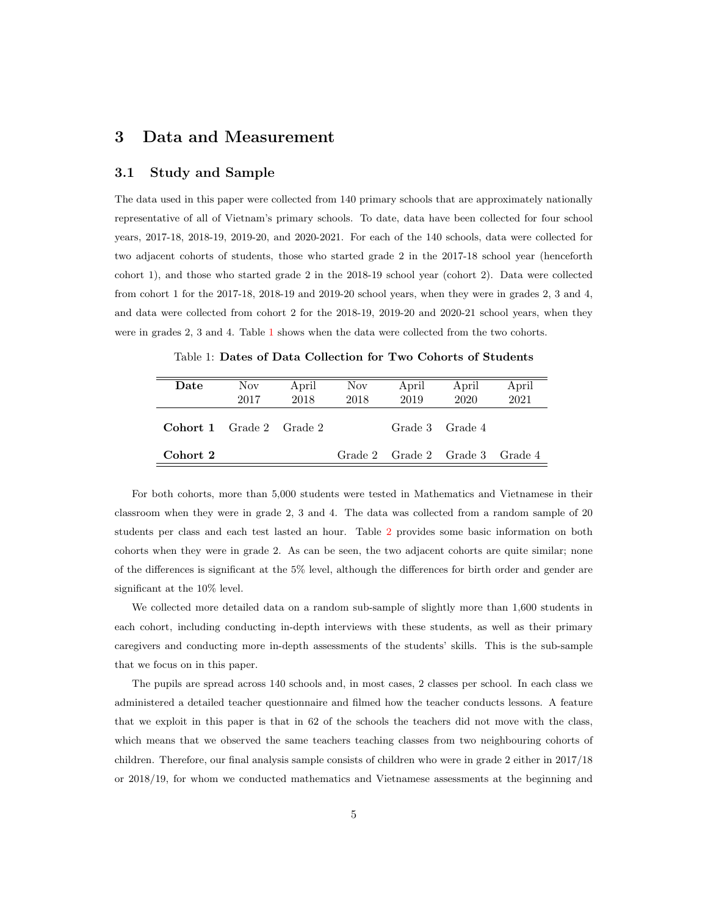## 3 Data and Measurement

### 3.1 Study and Sample

The data used in this paper were collected from 140 primary schools that are approximately nationally representative of all of Vietnam's primary schools. To date, data have been collected for four school years, 2017-18, 2018-19, 2019-20, and 2020-2021. For each of the 140 schools, data were collected for two adjacent cohorts of students, those who started grade 2 in the 2017-18 school year (henceforth cohort 1), and those who started grade 2 in the 2018-19 school year (cohort 2). Data were collected from cohort 1 for the 2017-18, 2018-19 and 2019-20 school years, when they were in grades 2, 3 and 4, and data were collected from cohort 2 for the 2018-19, 2019-20 and 2020-21 school years, when they were in grades 2, 3 and 4. Table 1 shows when the data were collected from the two cohorts.

Table 1: **Dates of Data Collection for Two Cohorts of Students**

| **Date** | Nov 2017 | April 2018 | Nov 2018 | April 2019 | April 2020 | April 2021 |
|---|---|---|---|---|---|---|
| **Cohort 1** | Grade 2 | Grade 2 | | Grade 3 | Grade 4 | |
| **Cohort 2** | | | Grade 2 | Grade 2 | Grade 3 | Grade 4 |

For both cohorts, more than 5,000 students were tested in Mathematics and Vietnamese in their classroom when they were in grade 2, 3 and 4. The data was collected from a random sample of 20 students per class and each test lasted an hour. Table 2 provides some basic information on both cohorts when they were in grade 2. As can be seen, the two adjacent cohorts are quite similar; none of the differences is significant at the 5% level, although the differences for birth order and gender are significant at the 10% level.

We collected more detailed data on a random sub-sample of slightly more than 1,600 students in each cohort, including conducting in-depth interviews with these students, as well as their primary caregivers and conducting more in-depth assessments of the students' skills. This is the sub-sample that we focus on in this paper.

The pupils are spread across 140 schools and, in most cases, 2 classes per school. In each class we administered a detailed teacher questionnaire and filmed how the teacher conducts lessons. A feature that we exploit in this paper is that in 62 of the schools the teachers did not move with the class, which means that we observed the same teachers teaching classes from two neighbouring cohorts of children. Therefore, our final analysis sample consists of children who were in grade 2 either in 2017/18 or 2018/19, for whom we conducted mathematics and Vietnamese assessments at the beginning and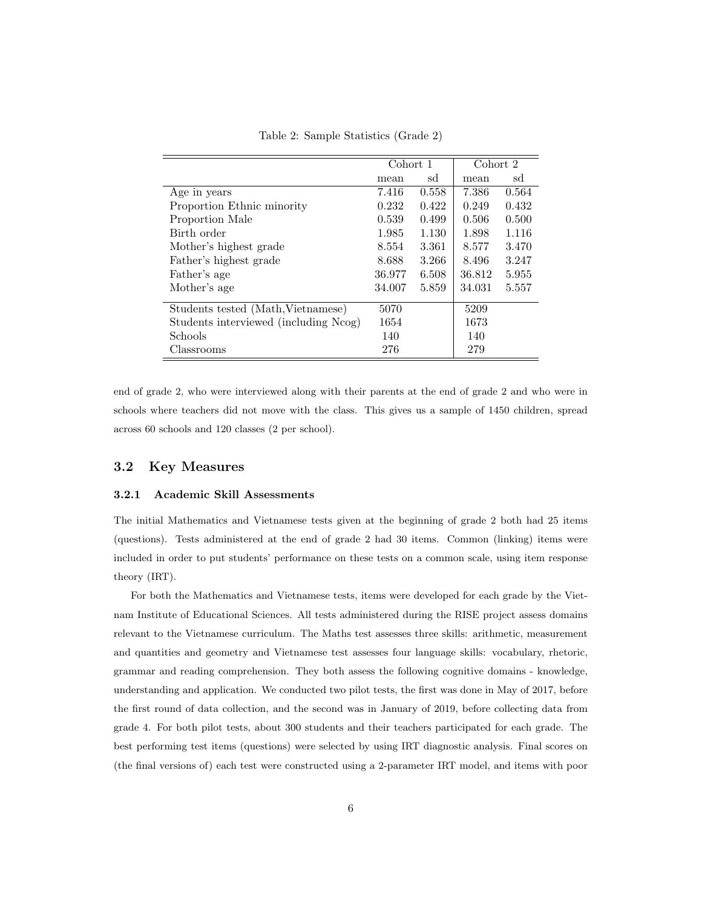Table 2: Sample Statistics (Grade 2)

| | Cohort 1 | | Cohort 2 | |
|---|---|---|---|---|
| | mean | sd | mean | sd |
| Age in years | 7.416 | 0.558 | 7.386 | 0.564 |
| Proportion Ethnic minority | 0.232 | 0.422 | 0.249 | 0.432 |
| Proportion Male | 0.539 | 0.499 | 0.506 | 0.500 |
| Birth order | 1.985 | 1.130 | 1.898 | 1.116 |
| Mother's highest grade | 8.554 | 3.361 | 8.577 | 3.470 |
| Father's highest grade | 8.688 | 3.266 | 8.496 | 3.247 |
| Father's age | 36.977 | 6.508 | 36.812 | 5.955 |
| Mother's age | 34.007 | 5.859 | 34.031 | 5.557 |
| Students tested (Math,Vietnamese) | 5070 | | 5209 | |
| Students interviewed (including Ncog) | 1654 | | 1673 | |
| Schools | 140 | | 140 | |
| Classrooms | 276 | | 279 | |

end of grade 2, who were interviewed along with their parents at the end of grade 2 and who were in schools where teachers did not move with the class. This gives us a sample of 1450 children, spread across 60 schools and 120 classes (2 per school).

## 3.2 Key Measures

### 3.2.1 Academic Skill Assessments

The initial Mathematics and Vietnamese tests given at the beginning of grade 2 both had 25 items (questions). Tests administered at the end of grade 2 had 30 items. Common (linking) items were included in order to put students' performance on these tests on a common scale, using item response theory (IRT).

For both the Mathematics and Vietnamese tests, items were developed for each grade by the Vietnam Institute of Educational Sciences. All tests administered during the RISE project assess domains relevant to the Vietnamese curriculum. The Maths test assesses three skills: arithmetic, measurement and quantities and geometry and Vietnamese test assesses four language skills: vocabulary, rhetoric, grammar and reading comprehension. They both assess the following cognitive domains - knowledge, understanding and application. We conducted two pilot tests, the first was done in May of 2017, before the first round of data collection, and the second was in January of 2019, before collecting data from grade 4. For both pilot tests, about 300 students and their teachers participated for each grade. The best performing test items (questions) were selected by using IRT diagnostic analysis. Final scores on (the final versions of) each test were constructed using a 2-parameter IRT model, and items with poor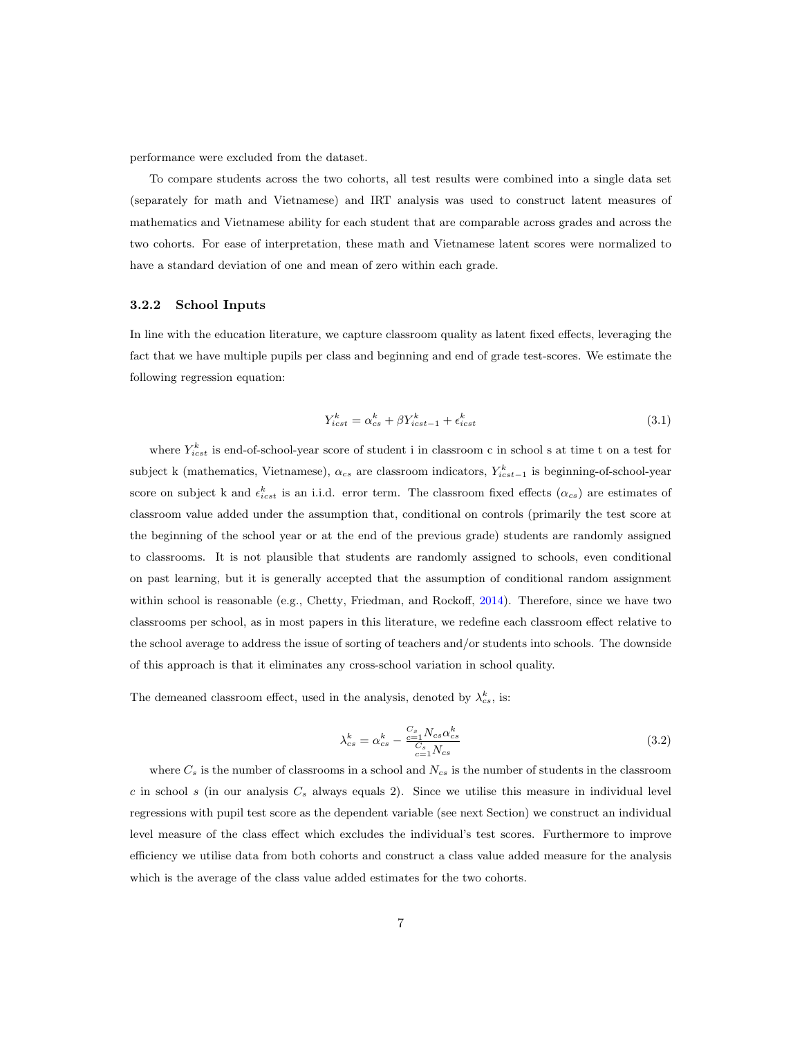performance were excluded from the dataset.

To compare students across the two cohorts, all test results were combined into a single data set (separately for math and Vietnamese) and IRT analysis was used to construct latent measures of mathematics and Vietnamese ability for each student that are comparable across grades and across the two cohorts. For ease of interpretation, these math and Vietnamese latent scores were normalized to have a standard deviation of one and mean of zero within each grade.

### 3.2.2 School Inputs

In line with the education literature, we capture classroom quality as latent fixed effects, leveraging the fact that we have multiple pupils per class and beginning and end of grade test-scores. We estimate the following regression equation:

$$Y_{icst}^{k} = \alpha_{cs}^{k} + \beta Y_{icst-1}^{k} + \epsilon_{icst}^{k} \tag{3.1}$$

where $Y_{icst}^{k}$ is end-of-school-year score of student i in classroom c in school s at time t on a test for subject k (mathematics, Vietnamese), $\alpha_{cs}$ are classroom indicators, $Y_{icst-1}^{k}$ is beginning-of-school-year score on subject k and $\epsilon_{icst}^{k}$ is an i.i.d. error term. The classroom fixed effects ($\alpha_{cs}$) are estimates of classroom value added under the assumption that, conditional on controls (primarily the test score at the beginning of the school year or at the end of the previous grade) students are randomly assigned to classrooms. It is not plausible that students are randomly assigned to schools, even conditional on past learning, but it is generally accepted that the assumption of conditional random assignment within school is reasonable (e.g., Chetty, Friedman, and Rockoff, 2014). Therefore, since we have two classrooms per school, as in most papers in this literature, we redefine each classroom effect relative to the school average to address the issue of sorting of teachers and/or students into schools. The downside of this approach is that it eliminates any cross-school variation in school quality.

The demeaned classroom effect, used in the analysis, denoted by $\lambda_{cs}^{k}$, is:

$$\lambda_{cs}^{k} = \alpha_{cs}^{k} - \frac{\sum_{c=1}^{C_s} N_{cs}\alpha_{cs}^{k}}{\sum_{c=1}^{C_s} N_{cs}} \tag{3.2}$$

where $C_s$ is the number of classrooms in a school and $N_{cs}$ is the number of students in the classroom $c$ in school $s$ (in our analysis $C_s$ always equals 2). Since we utilise this measure in individual level regressions with pupil test score as the dependent variable (see next Section) we construct an individual level measure of the class effect which excludes the individual's test scores. Furthermore to improve efficiency we utilise data from both cohorts and construct a class value added measure for the analysis which is the average of the class value added estimates for the two cohorts.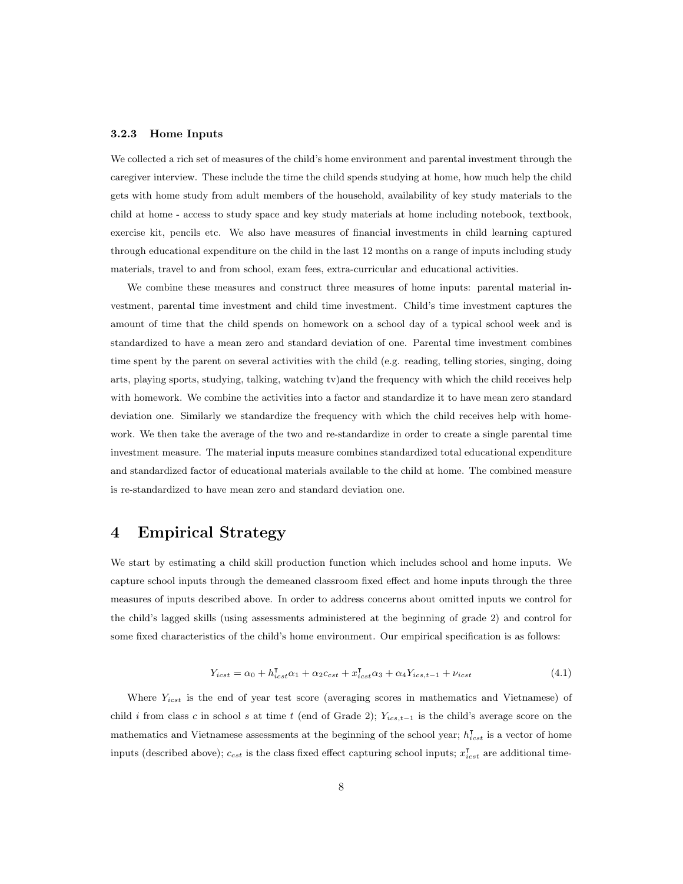### 3.2.3 Home Inputs

We collected a rich set of measures of the child's home environment and parental investment through the caregiver interview. These include the time the child spends studying at home, how much help the child gets with home study from adult members of the household, availability of key study materials to the child at home - access to study space and key study materials at home including notebook, textbook, exercise kit, pencils etc. We also have measures of financial investments in child learning captured through educational expenditure on the child in the last 12 months on a range of inputs including study materials, travel to and from school, exam fees, extra-curricular and educational activities.

We combine these measures and construct three measures of home inputs: parental material investment, parental time investment and child time investment. Child's time investment captures the amount of time that the child spends on homework on a school day of a typical school week and is standardized to have a mean zero and standard deviation of one. Parental time investment combines time spent by the parent on several activities with the child (e.g. reading, telling stories, singing, doing arts, playing sports, studying, talking, watching tv)and the frequency with which the child receives help with homework. We combine the activities into a factor and standardize it to have mean zero standard deviation one. Similarly we standardize the frequency with which the child receives help with homework. We then take the average of the two and re-standardize in order to create a single parental time investment measure. The material inputs measure combines standardized total educational expenditure and standardized factor of educational materials available to the child at home. The combined measure is re-standardized to have mean zero and standard deviation one.

# 4 Empirical Strategy

We start by estimating a child skill production function which includes school and home inputs. We capture school inputs through the demeaned classroom fixed effect and home inputs through the three measures of inputs described above. In order to address concerns about omitted inputs we control for the child's lagged skills (using assessments administered at the beginning of grade 2) and control for some fixed characteristics of the child's home environment. Our empirical specification is as follows:

$$Y_{icst} = \alpha_0 + h_{icst}^{\intercal}\alpha_1 + \alpha_2 c_{cst} + x_{icst}^{\intercal}\alpha_3 + \alpha_4 Y_{ics,t-1} + \nu_{icst} \tag{4.1}$$

Where $Y_{icst}$ is the end of year test score (averaging scores in mathematics and Vietnamese) of child $i$ from class $c$ in school $s$ at time $t$ (end of Grade 2); $Y_{ics,t-1}$ is the child's average score on the mathematics and Vietnamese assessments at the beginning of the school year; $h_{icst}^{\intercal}$ is a vector of home inputs (described above); $c_{cst}$ is the class fixed effect capturing school inputs; $x_{icst}^{\intercal}$ are additional time-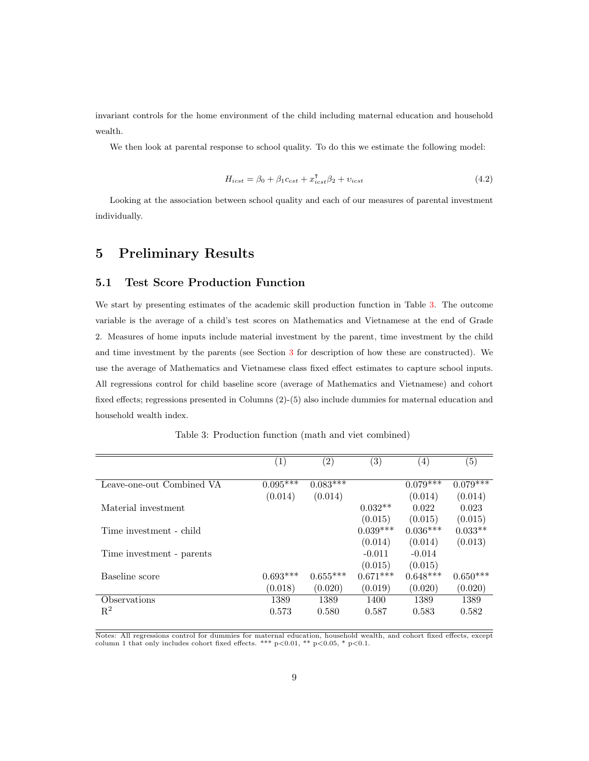invariant controls for the home environment of the child including maternal education and household wealth.

We then look at parental response to school quality. To do this we estimate the following model:

$$H_{icst} = \beta_0 + \beta_1 c_{cst} + x_{icst}^{\intercal}\beta_2 + \upsilon_{icst} \tag{4.2}$$

Looking at the association between school quality and each of our measures of parental investment individually.

# 5 Preliminary Results

## 5.1 Test Score Production Function

We start by presenting estimates of the academic skill production function in Table 3. The outcome variable is the average of a child's test scores on Mathematics and Vietnamese at the end of Grade 2. Measures of home inputs include material investment by the parent, time investment by the child and time investment by the parents (see Section 3 for description of how these are constructed). We use the average of Mathematics and Vietnamese class fixed effect estimates to capture school inputs. All regressions control for child baseline score (average of Mathematics and Vietnamese) and cohort fixed effects; regressions presented in Columns (2)-(5) also include dummies for maternal education and household wealth index.

Table 3: Production function (math and viet combined)

| | (1) | (2) | (3) | (4) | (5) |
|---|---|---|---|---|---|
| Leave-one-out Combined VA | 0.095*** | 0.083*** | | 0.079*** | 0.079*** |
| | (0.014) | (0.014) | | (0.014) | (0.014) |
| Material investment | | | 0.032** | 0.022 | 0.023 |
| | | | (0.015) | (0.015) | (0.015) |
| Time investment - child | | | 0.039*** | 0.036*** | 0.033** |
| | | | (0.014) | (0.014) | (0.013) |
| Time investment - parents | | | -0.011 | -0.014 | |
| | | | (0.015) | (0.015) | |
| Baseline score | 0.693*** | 0.655*** | 0.671*** | 0.648*** | 0.650*** |
| | (0.018) | (0.020) | (0.019) | (0.020) | (0.020) |
| Observations | 1389 | 1389 | 1400 | 1389 | 1389 |
| $R^2$ | 0.573 | 0.580 | 0.587 | 0.583 | 0.582 |

Notes: All regressions control for dummies for maternal education, household wealth, and cohort fixed effects, except column 1 that only includes cohort fixed effects. *** p<0.01, ** p<0.05, * p<0.1.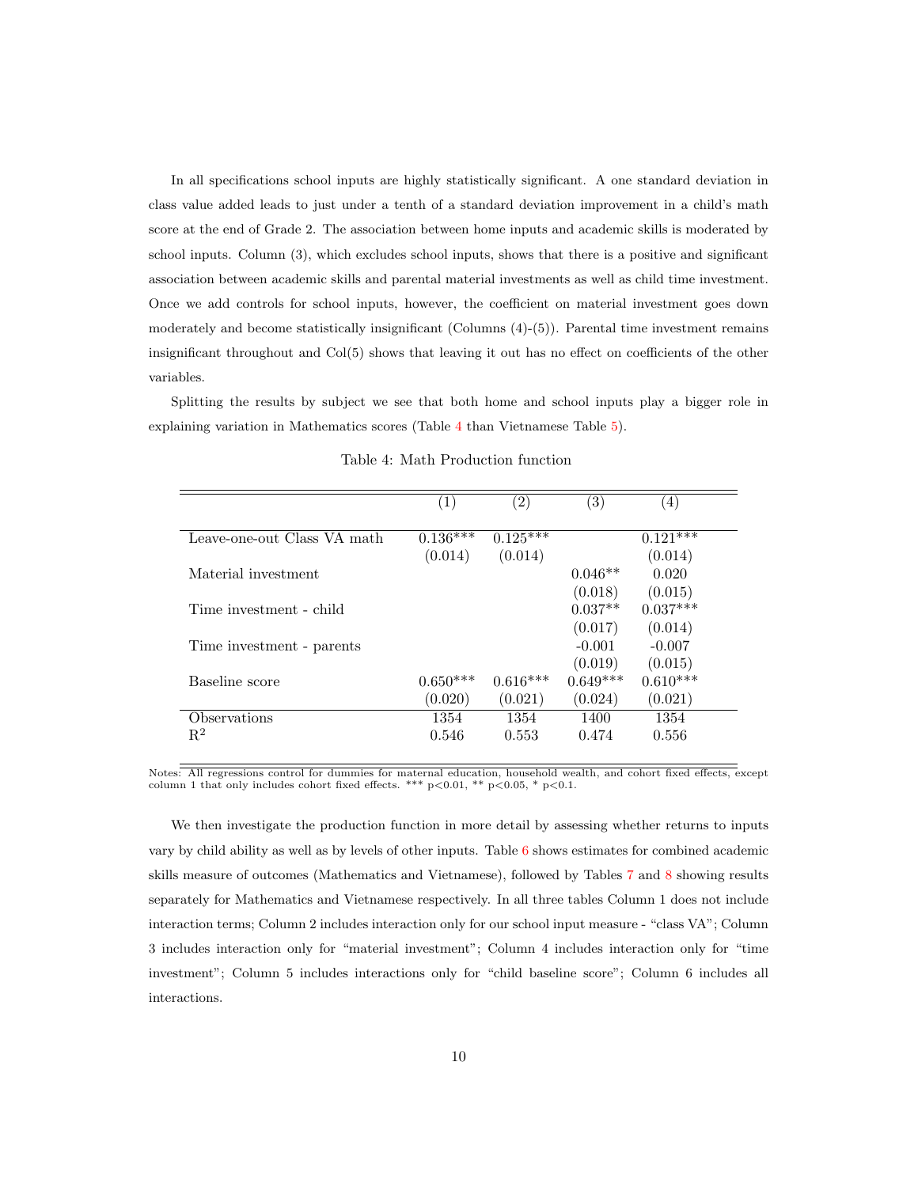In all specifications school inputs are highly statistically significant. A one standard deviation in class value added leads to just under a tenth of a standard deviation improvement in a child's math score at the end of Grade 2. The association between home inputs and academic skills is moderated by school inputs. Column (3), which excludes school inputs, shows that there is a positive and significant association between academic skills and parental material investments as well as child time investment. Once we add controls for school inputs, however, the coefficient on material investment goes down moderately and become statistically insignificant (Columns (4)-(5)). Parental time investment remains insignificant throughout and Col(5) shows that leaving it out has no effect on coefficients of the other variables.

Splitting the results by subject we see that both home and school inputs play a bigger role in explaining variation in Mathematics scores (Table 4 than Vietnamese Table 5).

Table 4: Math Production function

| | (1) | (2) | (3) | (4) |
|---|---|---|---|---|
| Leave-one-out Class VA math | 0.136*** | 0.125*** | | 0.121*** |
| | (0.014) | (0.014) | | (0.014) |
| Material investment | | | 0.046** | 0.020 |
| | | | (0.018) | (0.015) |
| Time investment - child | | | 0.037** | 0.037*** |
| | | | (0.017) | (0.014) |
| Time investment - parents | | | -0.001 | -0.007 |
| | | | (0.019) | (0.015) |
| Baseline score | 0.650*** | 0.616*** | 0.649*** | 0.610*** |
| | (0.020) | (0.021) | (0.024) | (0.021) |
| Observations | 1354 | 1354 | 1400 | 1354 |
| $R^2$ | 0.546 | 0.553 | 0.474 | 0.556 |

Notes: All regressions control for dummies for maternal education, household wealth, and cohort fixed effects, except column 1 that only includes cohort fixed effects. *** p<0.01, ** p<0.05, * p<0.1.

We then investigate the production function in more detail by assessing whether returns to inputs vary by child ability as well as by levels of other inputs. Table 6 shows estimates for combined academic skills measure of outcomes (Mathematics and Vietnamese), followed by Tables 7 and 8 showing results separately for Mathematics and Vietnamese respectively. In all three tables Column 1 does not include interaction terms; Column 2 includes interaction only for our school input measure - "class VA"; Column 3 includes interaction only for "material investment"; Column 4 includes interaction only for "time investment"; Column 5 includes interactions only for "child baseline score"; Column 6 includes all interactions.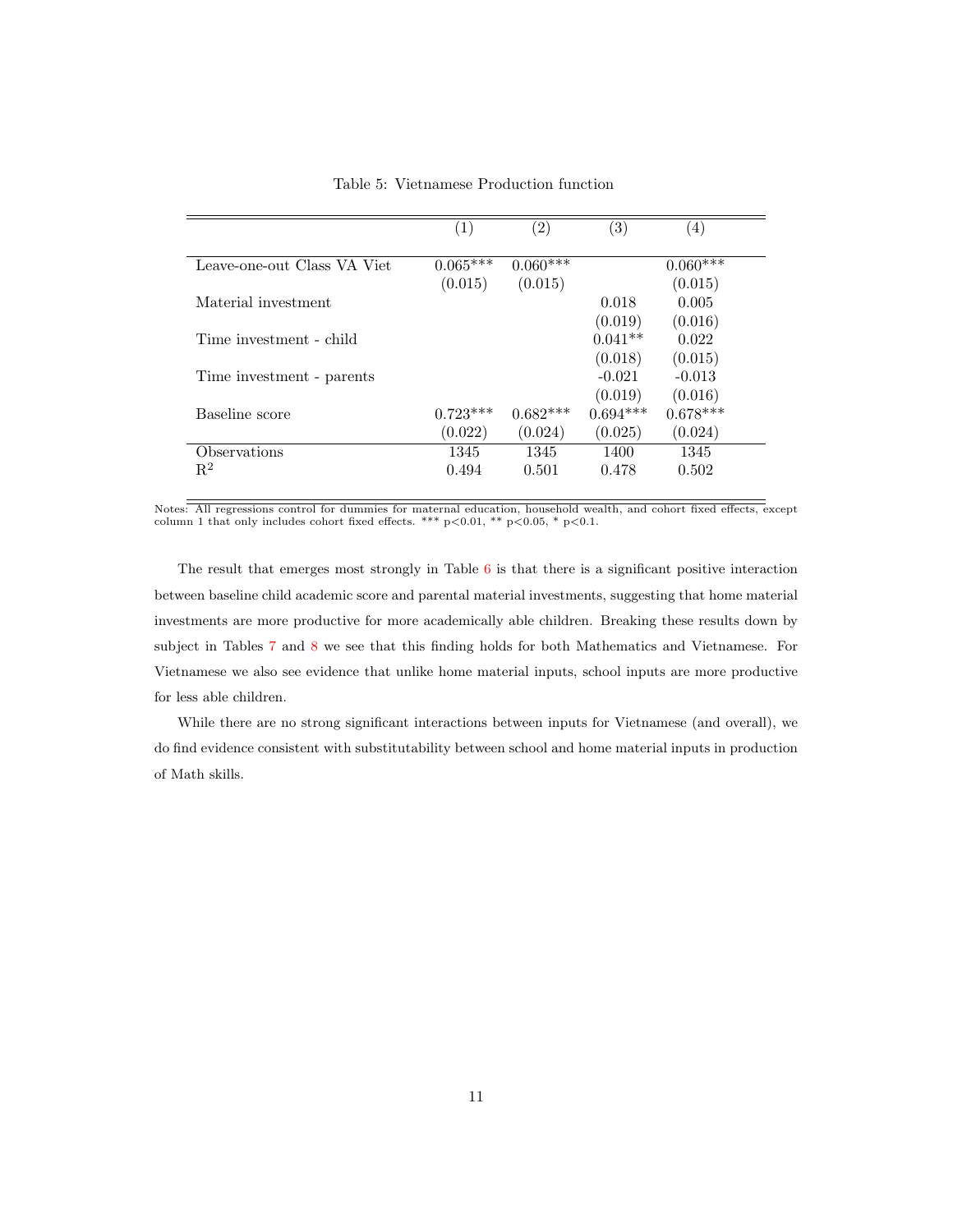Table 5: Vietnamese Production function

| | (1) | (2) | (3) | (4) |
|---|---|---|---|---|
| Leave-one-out Class VA Viet | 0.065*** | 0.060*** | | 0.060*** |
| | (0.015) | (0.015) | | (0.015) |
| Material investment | | | 0.018 | 0.005 |
| | | | (0.019) | (0.016) |
| Time investment - child | | | 0.041** | 0.022 |
| | | | (0.018) | (0.015) |
| Time investment - parents | | | -0.021 | -0.013 |
| | | | (0.019) | (0.016) |
| Baseline score | 0.723*** | 0.682*** | 0.694*** | 0.678*** |
| | (0.022) | (0.024) | (0.025) | (0.024) |
| Observations | 1345 | 1345 | 1400 | 1345 |
| $R^2$ | 0.494 | 0.501 | 0.478 | 0.502 |

Notes: All regressions control for dummies for maternal education, household wealth, and cohort fixed effects, except column 1 that only includes cohort fixed effects. *** p<0.01, ** p<0.05, * p<0.1.

The result that emerges most strongly in Table 6 is that there is a significant positive interaction between baseline child academic score and parental material investments, suggesting that home material investments are more productive for more academically able children. Breaking these results down by subject in Tables 7 and 8 we see that this finding holds for both Mathematics and Vietnamese. For Vietnamese we also see evidence that unlike home material inputs, school inputs are more productive for less able children.

While there are no strong significant interactions between inputs for Vietnamese (and overall), we do find evidence consistent with substitutability between school and home material inputs in production of Math skills.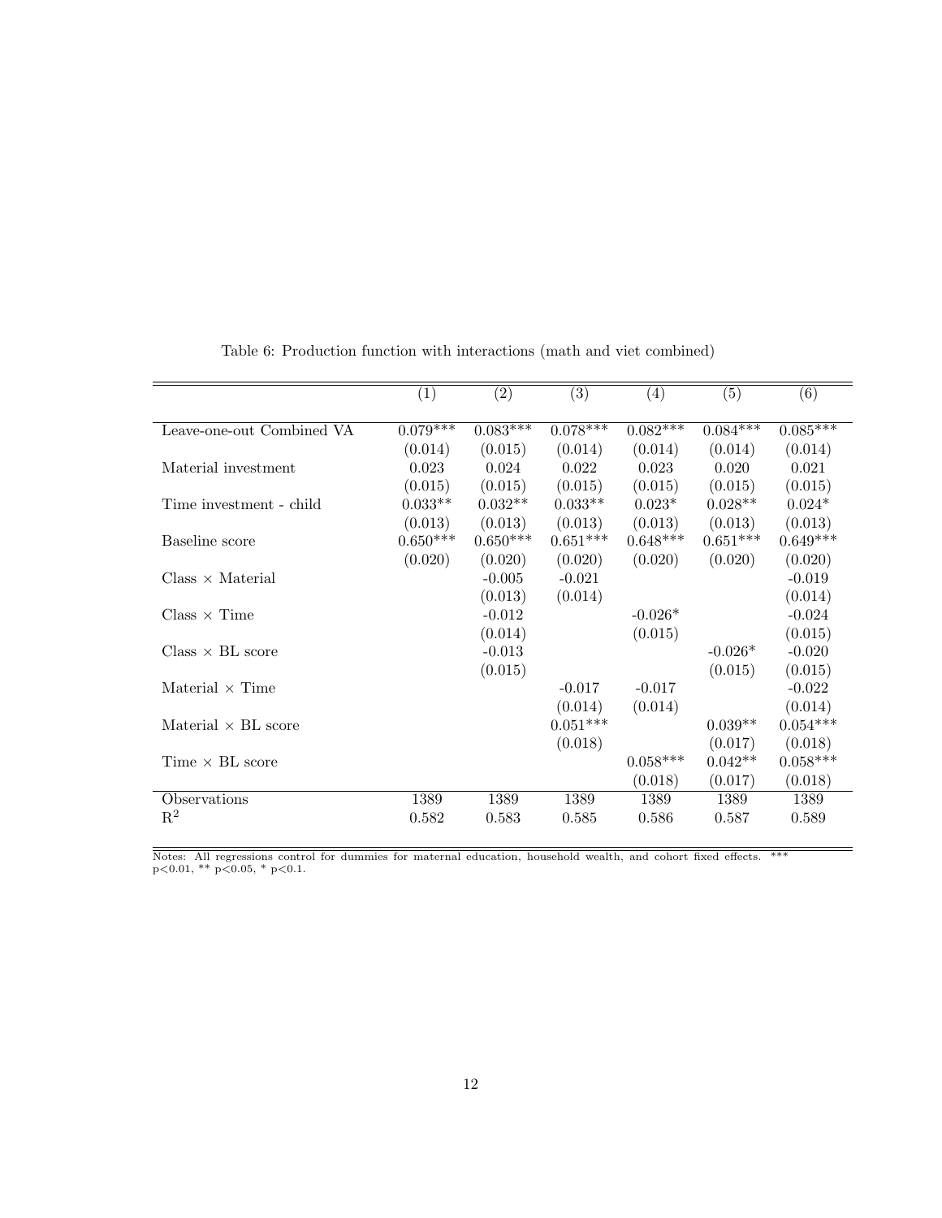Table 6: Production function with interactions (math and viet combined)

| | (1) | (2) | (3) | (4) | (5) | (6) |
|---|---|---|---|---|---|---|
| Leave-one-out Combined VA | 0.079*** | 0.083*** | 0.078*** | 0.082*** | 0.084*** | 0.085*** |
| | (0.014) | (0.015) | (0.014) | (0.014) | (0.014) | (0.014) |
| Material investment | 0.023 | 0.024 | 0.022 | 0.023 | 0.020 | 0.021 |
| | (0.015) | (0.015) | (0.015) | (0.015) | (0.015) | (0.015) |
| Time investment - child | 0.033** | 0.032** | 0.033** | 0.023* | 0.028** | 0.024* |
| | (0.013) | (0.013) | (0.013) | (0.013) | (0.013) | (0.013) |
| Baseline score | 0.650*** | 0.650*** | 0.651*** | 0.648*** | 0.651*** | 0.649*** |
| | (0.020) | (0.020) | (0.020) | (0.020) | (0.020) | (0.020) |
| Class × Material | | -0.005 | -0.021 | | | -0.019 |
| | | (0.013) | (0.014) | | | (0.014) |
| Class × Time | | -0.012 | | -0.026* | | -0.024 |
| | | (0.014) | | (0.015) | | (0.015) |
| Class × BL score | | -0.013 | | | -0.026* | -0.020 |
| | | (0.015) | | | (0.015) | (0.015) |
| Material × Time | | | -0.017 | -0.017 | | -0.022 |
| | | | (0.014) | (0.014) | | (0.014) |
| Material × BL score | | | 0.051*** | | 0.039** | 0.054*** |
| | | | (0.018) | | (0.017) | (0.018) |
| Time × BL score | | | | 0.058*** | 0.042** | 0.058*** |
| | | | | (0.018) | (0.017) | (0.018) |
| Observations | 1389 | 1389 | 1389 | 1389 | 1389 | 1389 |
| $R^2$ | 0.582 | 0.583 | 0.585 | 0.586 | 0.587 | 0.589 |

Notes: All regressions control for dummies for maternal education, household wealth, and cohort fixed effects. *** p<0.01, ** p<0.05, * p<0.1.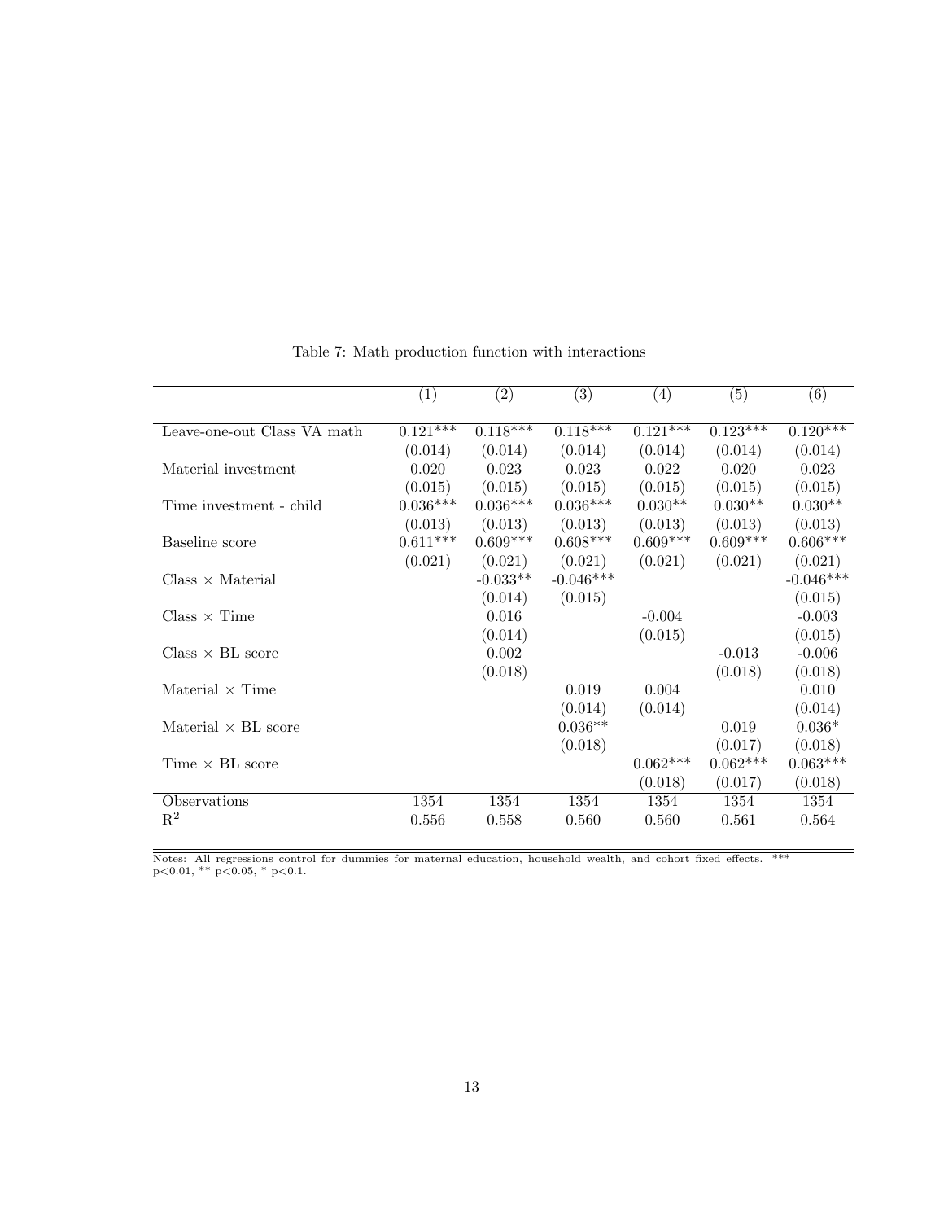Table 7: Math production function with interactions

| | (1) | (2) | (3) | (4) | (5) | (6) |
|---|---|---|---|---|---|---|
| Leave-one-out Class VA math | 0.121*** | 0.118*** | 0.118*** | 0.121*** | 0.123*** | 0.120*** |
| | (0.014) | (0.014) | (0.014) | (0.014) | (0.014) | (0.014) |
| Material investment | 0.020 | 0.023 | 0.023 | 0.022 | 0.020 | 0.023 |
| | (0.015) | (0.015) | (0.015) | (0.015) | (0.015) | (0.015) |
| Time investment - child | 0.036*** | 0.036*** | 0.036*** | 0.030** | 0.030** | 0.030** |
| | (0.013) | (0.013) | (0.013) | (0.013) | (0.013) | (0.013) |
| Baseline score | 0.611*** | 0.609*** | 0.608*** | 0.609*** | 0.609*** | 0.606*** |
| | (0.021) | (0.021) | (0.021) | (0.021) | (0.021) | (0.021) |
| Class × Material | | -0.033** | -0.046*** | | | -0.046*** |
| | | (0.014) | (0.015) | | | (0.015) |
| Class × Time | | 0.016 | | -0.004 | | -0.003 |
| | | (0.014) | | (0.015) | | (0.015) |
| Class × BL score | | 0.002 | | | -0.013 | -0.006 |
| | | (0.018) | | | (0.018) | (0.018) |
| Material × Time | | | 0.019 | 0.004 | | 0.010 |
| | | | (0.014) | (0.014) | | (0.014) |
| Material × BL score | | | 0.036** | | 0.019 | 0.036* |
| | | | (0.018) | | (0.017) | (0.018) |
| Time × BL score | | | | 0.062*** | 0.062*** | 0.063*** |
| | | | | (0.018) | (0.017) | (0.018) |
| Observations | 1354 | 1354 | 1354 | 1354 | 1354 | 1354 |
| $R^2$ | 0.556 | 0.558 | 0.560 | 0.560 | 0.561 | 0.564 |

Notes: All regressions control for dummies for maternal education, household wealth, and cohort fixed effects. *** $p<0.01$, ** $p<0.05$, * $p<0.1$.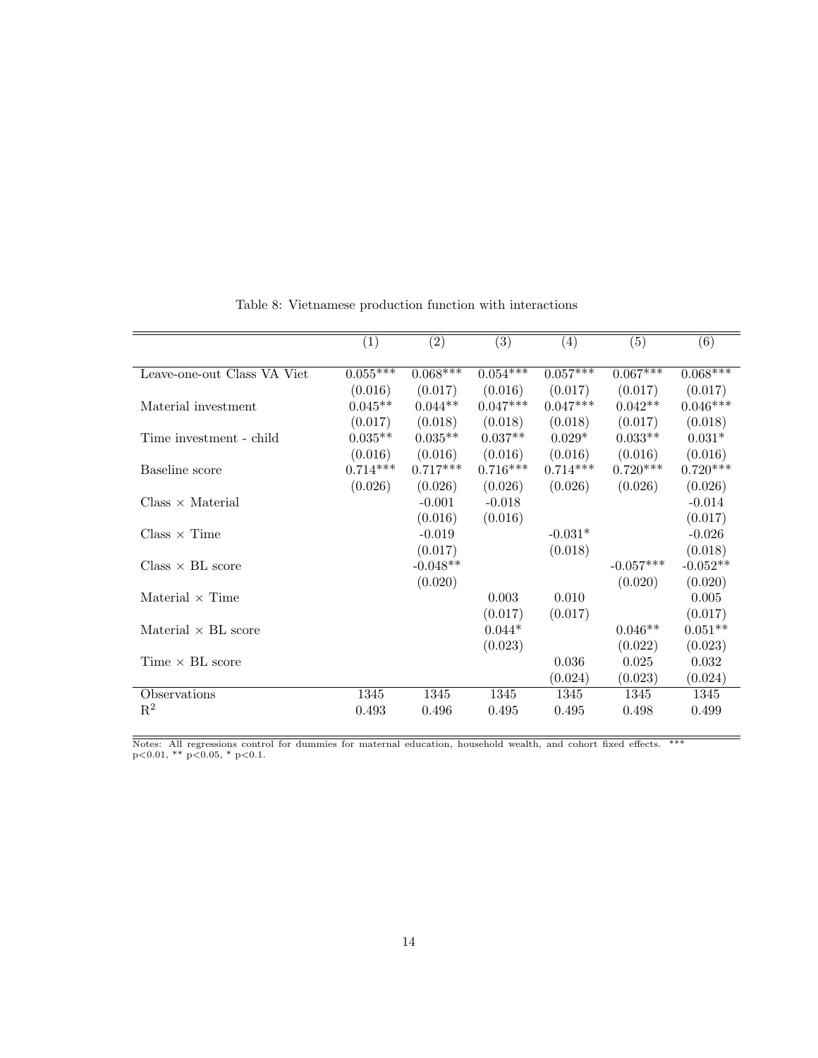Table 8: Vietnamese production function with interactions

| | (1) | (2) | (3) | (4) | (5) | (6) |
|---|---|---|---|---|---|---|
| Leave-one-out Class VA Viet | 0.055*** | 0.068*** | 0.054*** | 0.057*** | 0.067*** | 0.068*** |
| | (0.016) | (0.017) | (0.016) | (0.017) | (0.017) | (0.017) |
| Material investment | 0.045** | 0.044** | 0.047*** | 0.047*** | 0.042** | 0.046*** |
| | (0.017) | (0.018) | (0.018) | (0.018) | (0.017) | (0.018) |
| Time investment - child | 0.035** | 0.035** | 0.037** | 0.029* | 0.033** | 0.031* |
| | (0.016) | (0.016) | (0.016) | (0.016) | (0.016) | (0.016) |
| Baseline score | 0.714*** | 0.717*** | 0.716*** | 0.714*** | 0.720*** | 0.720*** |
| | (0.026) | (0.026) | (0.026) | (0.026) | (0.026) | (0.026) |
| Class × Material | | -0.001 | -0.018 | | | -0.014 |
| | | (0.016) | (0.016) | | | (0.017) |
| Class × Time | | -0.019 | | -0.031* | | -0.026 |
| | | (0.017) | | (0.018) | | (0.018) |
| Class × BL score | | -0.048** | | | -0.057*** | -0.052** |
| | | (0.020) | | | (0.020) | (0.020) |
| Material × Time | | | 0.003 | 0.010 | | 0.005 |
| | | | (0.017) | (0.017) | | (0.017) |
| Material × BL score | | | 0.044* | | 0.046** | 0.051** |
| | | | (0.023) | | (0.022) | (0.023) |
| Time × BL score | | | | 0.036 | 0.025 | 0.032 |
| | | | | (0.024) | (0.023) | (0.024) |
| Observations | 1345 | 1345 | 1345 | 1345 | 1345 | 1345 |
| $R^2$ | 0.493 | 0.496 | 0.495 | 0.495 | 0.498 | 0.499 |

Notes: All regressions control for dummies for maternal education, household wealth, and cohort fixed effects. *** $p<0.01$, ** $p<0.05$, * $p<0.1$.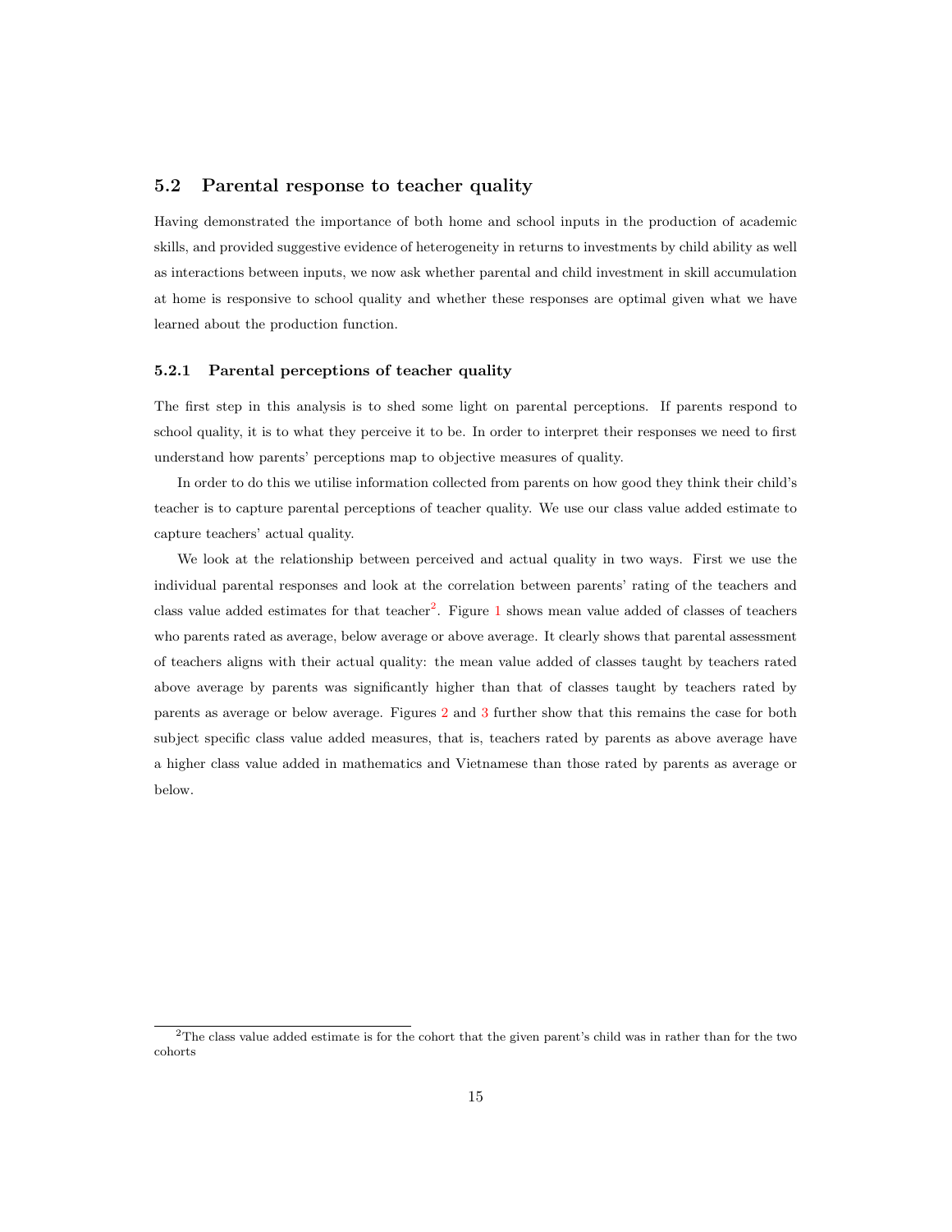## 5.2 Parental response to teacher quality

Having demonstrated the importance of both home and school inputs in the production of academic skills, and provided suggestive evidence of heterogeneity in returns to investments by child ability as well as interactions between inputs, we now ask whether parental and child investment in skill accumulation at home is responsive to school quality and whether these responses are optimal given what we have learned about the production function.

### 5.2.1 Parental perceptions of teacher quality

The first step in this analysis is to shed some light on parental perceptions. If parents respond to school quality, it is to what they perceive it to be. In order to interpret their responses we need to first understand how parents' perceptions map to objective measures of quality.

In order to do this we utilise information collected from parents on how good they think their child's teacher is to capture parental perceptions of teacher quality. We use our class value added estimate to capture teachers' actual quality.

We look at the relationship between perceived and actual quality in two ways. First we use the individual parental responses and look at the correlation between parents' rating of the teachers and class value added estimates for that teacher[2]. Figure 1 shows mean value added of classes of teachers who parents rated as average, below average or above average. It clearly shows that parental assessment of teachers aligns with their actual quality: the mean value added of classes taught by teachers rated above average by parents was significantly higher than that of classes taught by teachers rated by parents as average or below average. Figures 2 and 3 further show that this remains the case for both subject specific class value added measures, that is, teachers rated by parents as above average have a higher class value added in mathematics and Vietnamese than those rated by parents as average or below.

[2] The class value added estimate is for the cohort that the given parent's child was in rather than for the two cohorts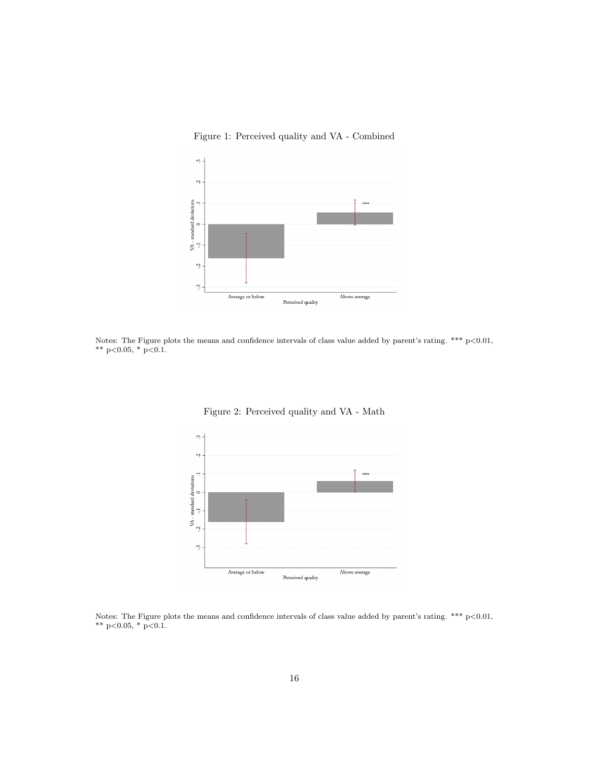Figure 1: Perceived quality and VA - Combined

Notes: The Figure plots the means and confidence intervals of class value added by parent's rating. *** p<0.01, ** p<0.05, * p<0.1.

Figure 2: Perceived quality and VA - Math

Notes: The Figure plots the means and confidence intervals of class value added by parent's rating. *** p<0.01, ** p<0.05, * p<0.1.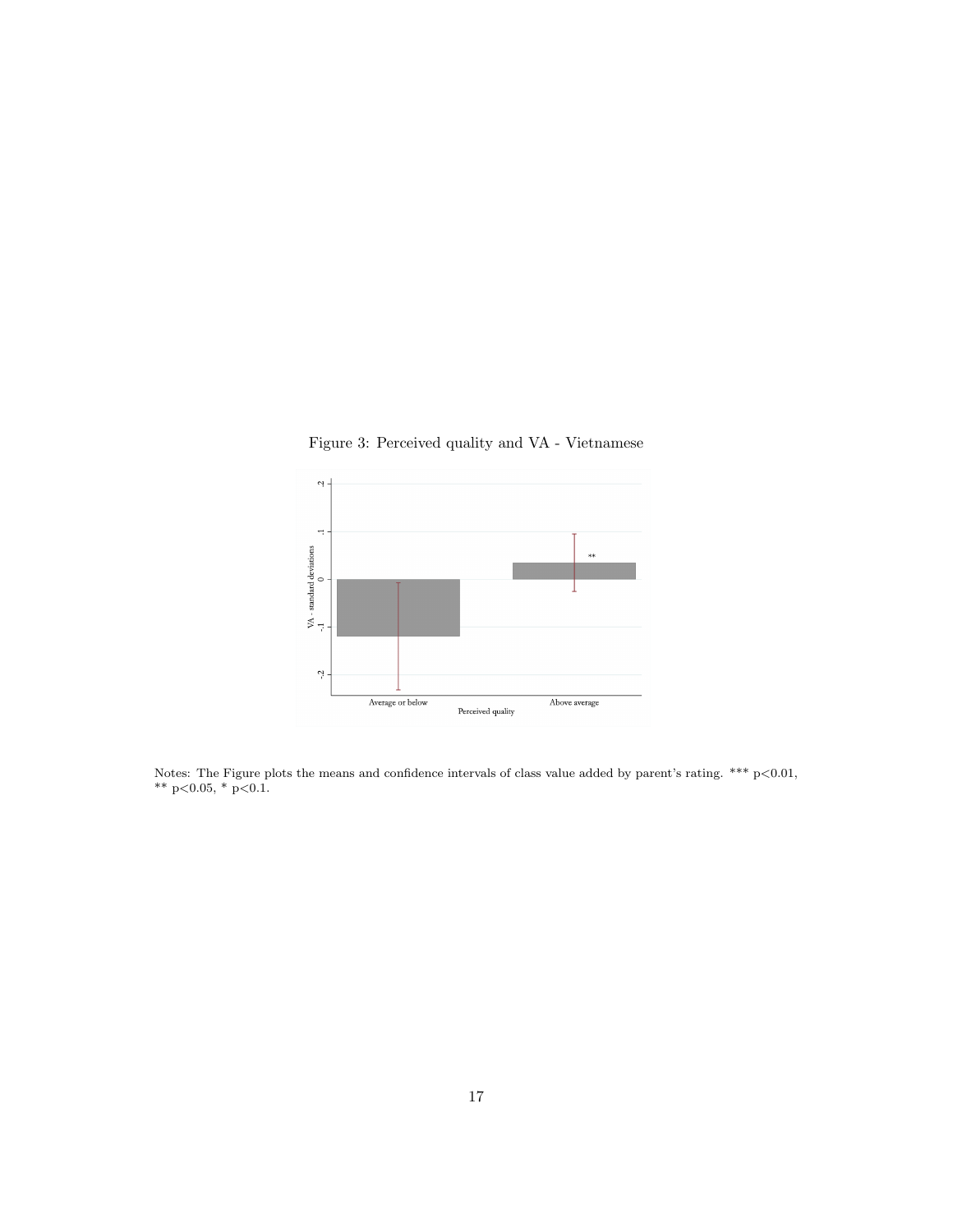Figure 3: Perceived quality and VA - Vietnamese

Notes: The Figure plots the means and confidence intervals of class value added by parent's rating. *** p<0.01, ** p<0.05, * p<0.1.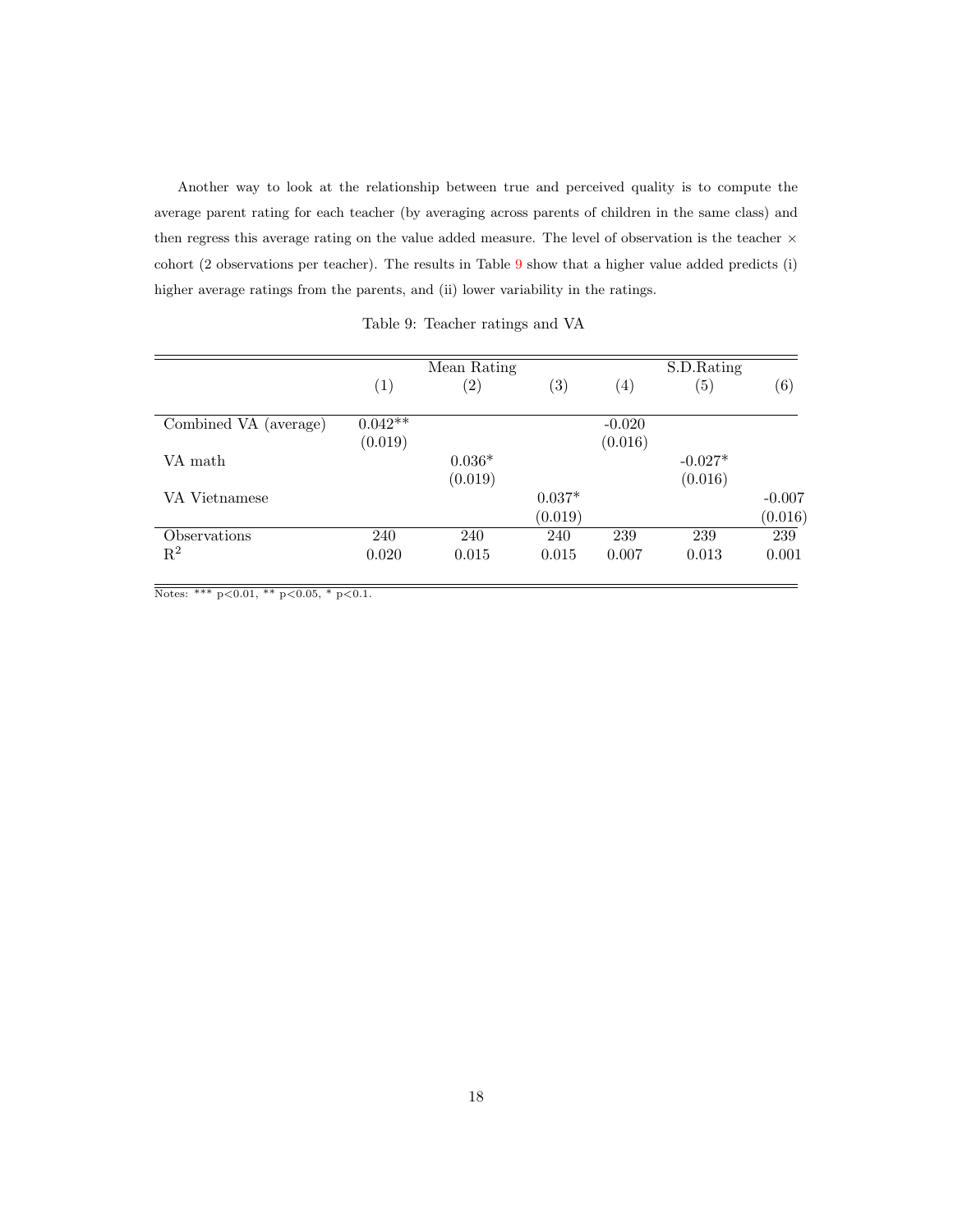Another way to look at the relationship between true and perceived quality is to compute the average parent rating for each teacher (by averaging across parents of children in the same class) and then regress this average rating on the value added measure. The level of observation is the teacher × cohort (2 observations per teacher). The results in Table 9 show that a higher value added predicts (i) higher average ratings from the parents, and (ii) lower variability in the ratings.

Table 9: Teacher ratings and VA

| | Mean Rating | | | S.D.Rating | | |
|---|---|---|---|---|---|---|
| | (1) | (2) | (3) | (4) | (5) | (6) |
| Combined VA (average) | 0.042** | | | -0.020 | | |
| | (0.019) | | | (0.016) | | |
| VA math | | 0.036* | | | -0.027* | |
| | | (0.019) | | | (0.016) | |
| VA Vietnamese | | | 0.037* | | | -0.007 |
| | | | (0.019) | | | (0.016) |
| Observations | 240 | 240 | 240 | 239 | 239 | 239 |
| $R^2$ | 0.020 | 0.015 | 0.015 | 0.007 | 0.013 | 0.001 |

Notes: *** p<0.01, ** p<0.05, * p<0.1.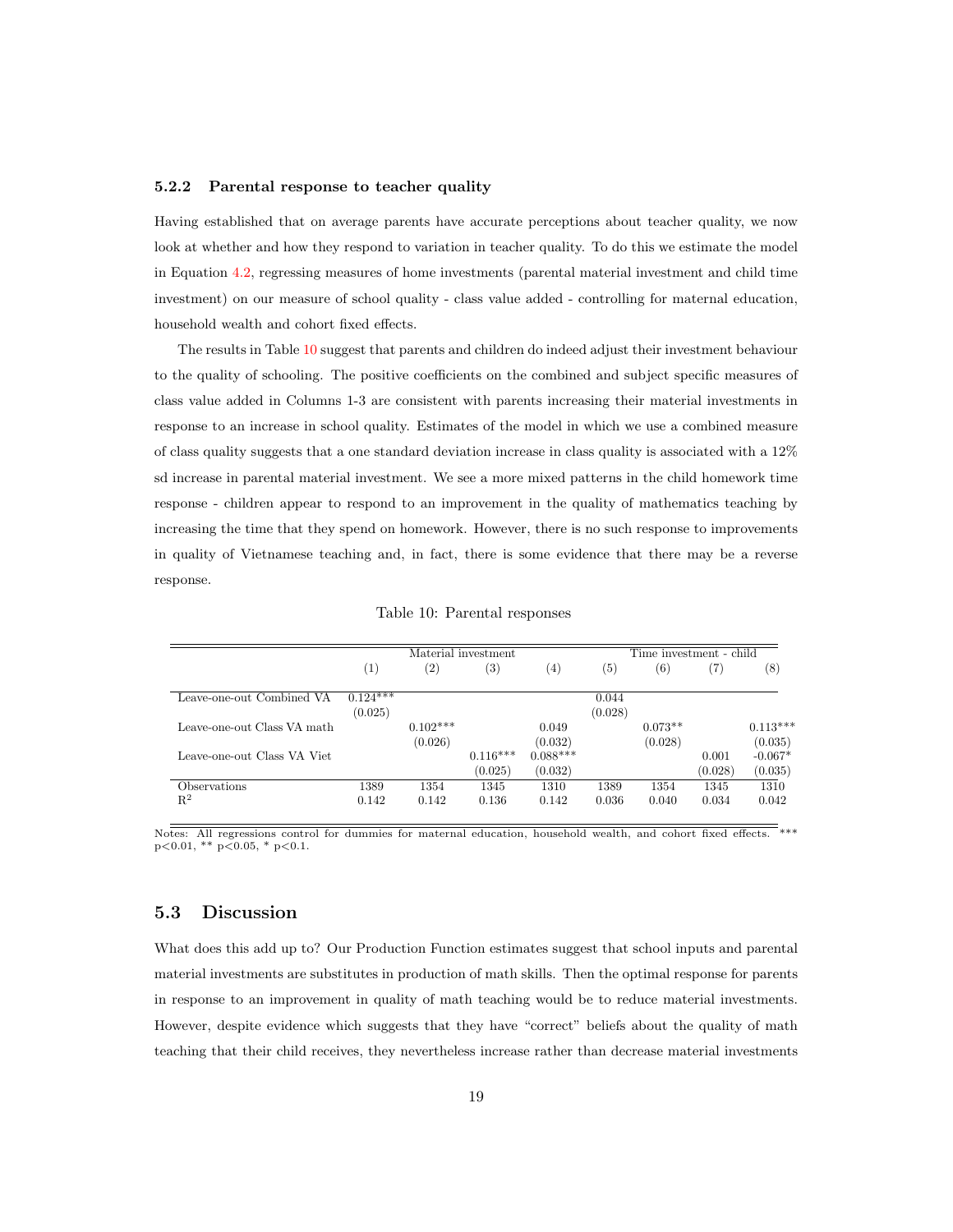#### 5.2.2 Parental response to teacher quality

Having established that on average parents have accurate perceptions about teacher quality, we now look at whether and how they respond to variation in teacher quality. To do this we estimate the model in Equation 4.2, regressing measures of home investments (parental material investment and child time investment) on our measure of school quality - class value added - controlling for maternal education, household wealth and cohort fixed effects.

The results in Table 10 suggest that parents and children do indeed adjust their investment behaviour to the quality of schooling. The positive coefficients on the combined and subject specific measures of class value added in Columns 1-3 are consistent with parents increasing their material investments in response to an increase in school quality. Estimates of the model in which we use a combined measure of class quality suggests that a one standard deviation increase in class quality is associated with a 12% sd increase in parental material investment. We see a more mixed patterns in the child homework time response - children appear to respond to an improvement in the quality of mathematics teaching by increasing the time that they spend on homework. However, there is no such response to improvements in quality of Vietnamese teaching and, in fact, there is some evidence that there may be a reverse response.

Table 10: Parental responses

| | Material investment | | | | Time investment - child | | | |
|---|---|---|---|---|---|---|---|---|
| | (1) | (2) | (3) | (4) | (5) | (6) | (7) | (8) |
| Leave-one-out Combined VA | 0.124*** | | | | 0.044 | | | |
| | (0.025) | | | | (0.028) | | | |
| Leave-one-out Class VA math | | 0.102*** | | 0.049 | | 0.073** | | 0.113*** |
| | | (0.026) | | (0.032) | | (0.028) | | (0.035) |
| Leave-one-out Class VA Viet | | | 0.116*** | 0.088*** | | | 0.001 | -0.067* |
| | | | (0.025) | (0.032) | | | (0.028) | (0.035) |
| Observations | 1389 | 1354 | 1345 | 1310 | 1389 | 1354 | 1345 | 1310 |
| $R^2$ | 0.142 | 0.142 | 0.136 | 0.142 | 0.036 | 0.040 | 0.034 | 0.042 |

Notes: All regressions control for dummies for maternal education, household wealth, and cohort fixed effects. *** p<0.01, ** p<0.05, * p<0.1.

## 5.3 Discussion

What does this add up to? Our Production Function estimates suggest that school inputs and parental material investments are substitutes in production of math skills. Then the optimal response for parents in response to an improvement in quality of math teaching would be to reduce material investments. However, despite evidence which suggests that they have "correct" beliefs about the quality of math teaching that their child receives, they nevertheless increase rather than decrease material investments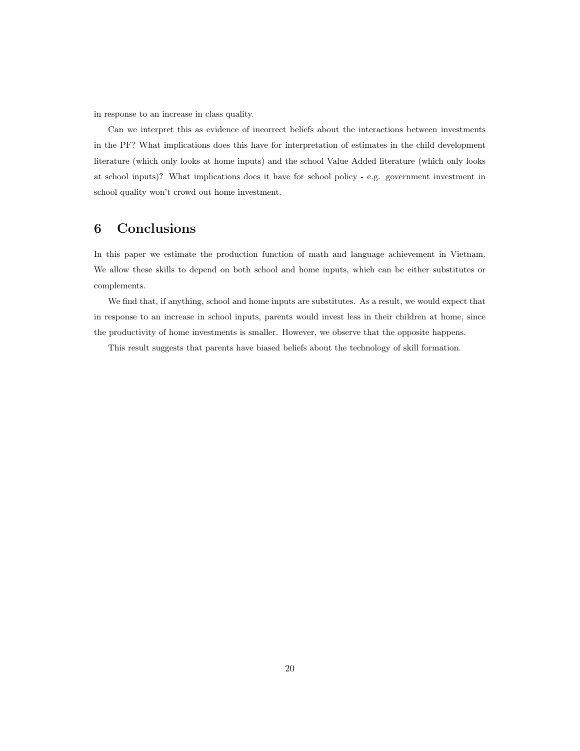in response to an increase in class quality.

Can we interpret this as evidence of incorrect beliefs about the interactions between investments in the PF? What implications does this have for interpretation of estimates in the child development literature (which only looks at home inputs) and the school Value Added literature (which only looks at school inputs)? What implications does it have for school policy - e.g. government investment in school quality won't crowd out home investment.

## 6 Conclusions

In this paper we estimate the production function of math and language achievement in Vietnam. We allow these skills to depend on both school and home inputs, which can be either substitutes or complements.

We find that, if anything, school and home inputs are substitutes. As a result, we would expect that in response to an increase in school inputs, parents would invest less in their children at home, since the productivity of home investments is smaller. However, we observe that the opposite happens.

This result suggests that parents have biased beliefs about the technology of skill formation.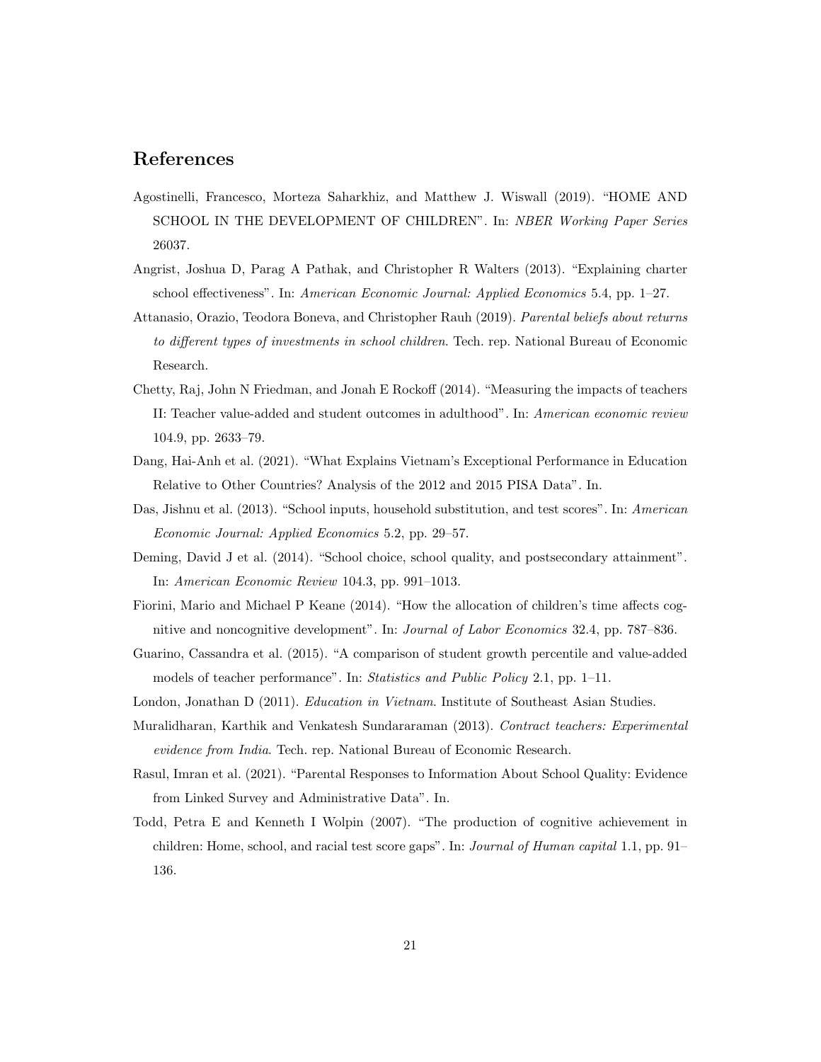## References

Agostinelli, Francesco, Morteza Saharkhiz, and Matthew J. Wiswall (2019). "HOME AND SCHOOL IN THE DEVELOPMENT OF CHILDREN". In: *NBER Working Paper Series* 26037.

Angrist, Joshua D, Parag A Pathak, and Christopher R Walters (2013). "Explaining charter school effectiveness". In: *American Economic Journal: Applied Economics* 5.4, pp. 1–27.

Attanasio, Orazio, Teodora Boneva, and Christopher Rauh (2019). *Parental beliefs about returns to different types of investments in school children*. Tech. rep. National Bureau of Economic Research.

Chetty, Raj, John N Friedman, and Jonah E Rockoff (2014). "Measuring the impacts of teachers II: Teacher value-added and student outcomes in adulthood". In: *American economic review* 104.9, pp. 2633–79.

Dang, Hai-Anh et al. (2021). "What Explains Vietnam's Exceptional Performance in Education Relative to Other Countries? Analysis of the 2012 and 2015 PISA Data". In.

Das, Jishnu et al. (2013). "School inputs, household substitution, and test scores". In: *American Economic Journal: Applied Economics* 5.2, pp. 29–57.

Deming, David J et al. (2014). "School choice, school quality, and postsecondary attainment". In: *American Economic Review* 104.3, pp. 991–1013.

Fiorini, Mario and Michael P Keane (2014). "How the allocation of children's time affects cognitive and noncognitive development". In: *Journal of Labor Economics* 32.4, pp. 787–836.

Guarino, Cassandra et al. (2015). "A comparison of student growth percentile and value-added models of teacher performance". In: *Statistics and Public Policy* 2.1, pp. 1–11.

London, Jonathan D (2011). *Education in Vietnam*. Institute of Southeast Asian Studies.

Muralidharan, Karthik and Venkatesh Sundararaman (2013). *Contract teachers: Experimental evidence from India*. Tech. rep. National Bureau of Economic Research.

Rasul, Imran et al. (2021). "Parental Responses to Information About School Quality: Evidence from Linked Survey and Administrative Data". In.

Todd, Petra E and Kenneth I Wolpin (2007). "The production of cognitive achievement in children: Home, school, and racial test score gaps". In: *Journal of Human capital* 1.1, pp. 91–136.